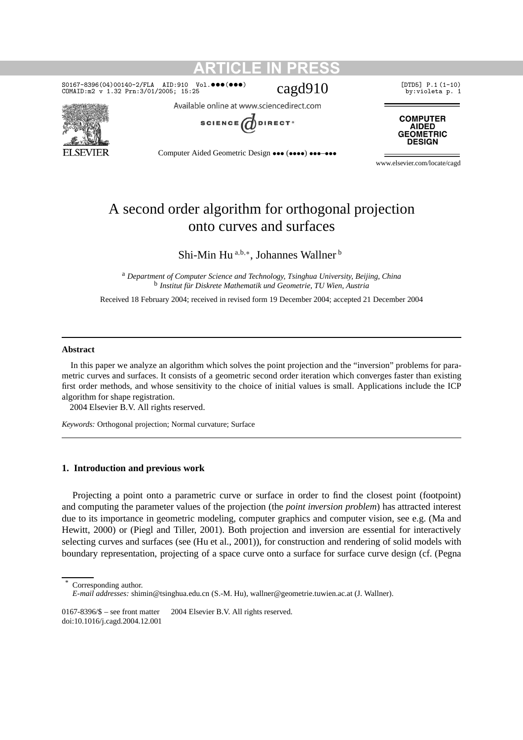# A second order algorithm for orthogonal projection onto curves and surfaces

Shi-Min Hu [a,b,*], Johannes Wallner [b]

[a] *Department of Computer Science and Technology, Tsinghua University, Beijing, China*
[b] *Institut für Diskrete Mathematik und Geometrie, TU Wien, Austria*

Received 18 February 2004; received in revised form 19 December 2004; accepted 21 December 2004

---

**Abstract**

In this paper we analyze an algorithm which solves the point projection and the "inversion" problems for parametric curves and surfaces. It consists of a geometric second order iteration which converges faster than existing first order methods, and whose sensitivity to the choice of initial values is small. Applications include the ICP algorithm for shape registration.

2004 Elsevier B.V. All rights reserved.

*Keywords:* Orthogonal projection; Normal curvature; Surface

---

## 1. Introduction and previous work

Projecting a point onto a parametric curve or surface in order to find the closest point (footpoint) and computing the parameter values of the projection (the *point inversion problem*) has attracted interest due to its importance in geometric modeling, computer graphics and computer vision, see e.g. (Ma and Hewitt, 2000) or (Piegl and Tiller, 2001). Both projection and inversion are essential for interactively selecting curves and surfaces (see (Hu et al., 2001)), for construction and rendering of solid models with boundary representation, projecting of a space curve onto a surface for surface curve design (cf. (Pegna

---

\* Corresponding author.
*E-mail addresses:* shimin@tsinghua.edu.cn (S.-M. Hu), wallner@geometrie.tuwien.ac.at (J. Wallner).

0167-8396/$ – see front matter 2004 Elsevier B.V. All rights reserved.
doi:10.1016/j.cagd.2004.12.001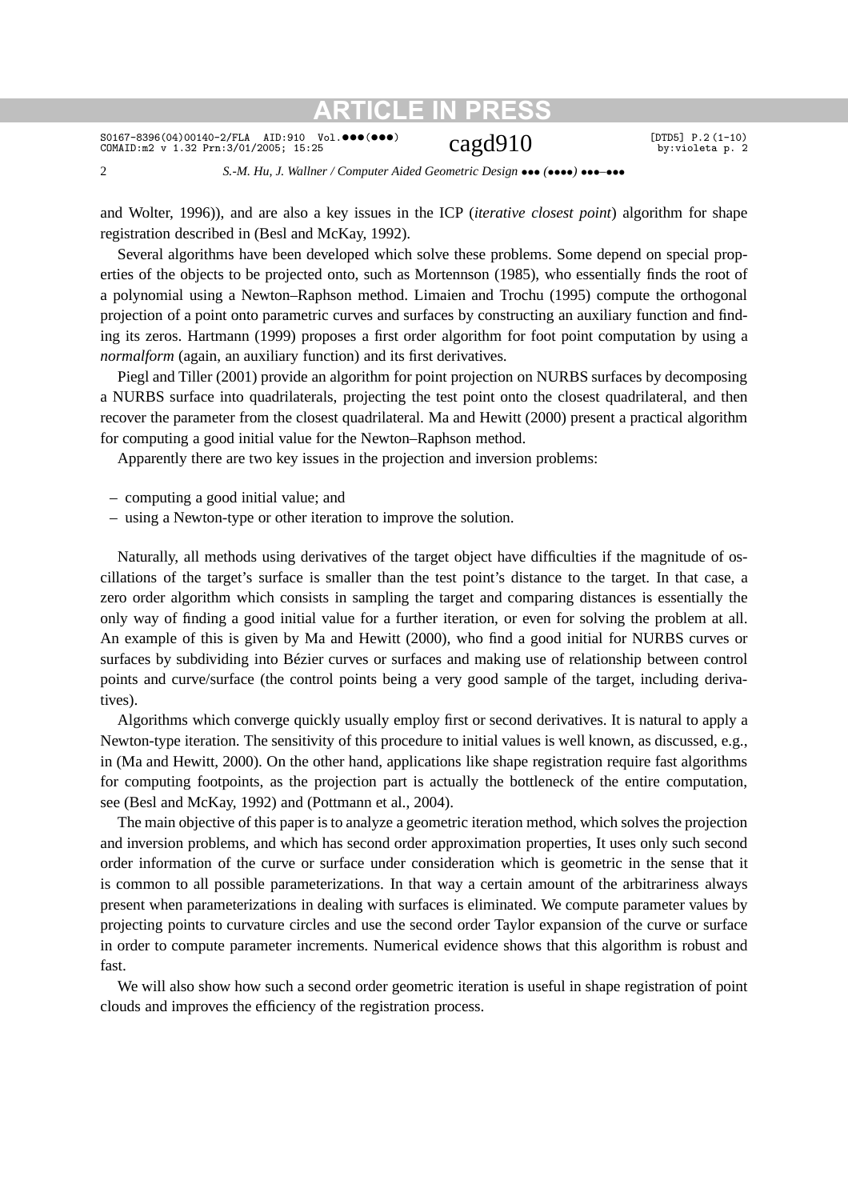and Wolter, 1996)), and are also a key issues in the ICP (*iterative closest point*) algorithm for shape registration described in (Besl and McKay, 1992).

Several algorithms have been developed which solve these problems. Some depend on special properties of the objects to be projected onto, such as Mortennson (1985), who essentially finds the root of a polynomial using a Newton–Raphson method. Limaien and Trochu (1995) compute the orthogonal projection of a point onto parametric curves and surfaces by constructing an auxiliary function and finding its zeros. Hartmann (1999) proposes a first order algorithm for foot point computation by using a *normalform* (again, an auxiliary function) and its first derivatives.

Piegl and Tiller (2001) provide an algorithm for point projection on NURBS surfaces by decomposing a NURBS surface into quadrilaterals, projecting the test point onto the closest quadrilateral, and then recover the parameter from the closest quadrilateral. Ma and Hewitt (2000) present a practical algorithm for computing a good initial value for the Newton–Raphson method.

Apparently there are two key issues in the projection and inversion problems:

- computing a good initial value; and
- using a Newton-type or other iteration to improve the solution.

Naturally, all methods using derivatives of the target object have difficulties if the magnitude of oscillations of the target's surface is smaller than the test point's distance to the target. In that case, a zero order algorithm which consists in sampling the target and comparing distances is essentially the only way of finding a good initial value for a further iteration, or even for solving the problem at all. An example of this is given by Ma and Hewitt (2000), who find a good initial for NURBS curves or surfaces by subdividing into Bézier curves or surfaces and making use of relationship between control points and curve/surface (the control points being a very good sample of the target, including derivatives).

Algorithms which converge quickly usually employ first or second derivatives. It is natural to apply a Newton-type iteration. The sensitivity of this procedure to initial values is well known, as discussed, e.g., in (Ma and Hewitt, 2000). On the other hand, applications like shape registration require fast algorithms for computing footpoints, as the projection part is actually the bottleneck of the entire computation, see (Besl and McKay, 1992) and (Pottmann et al., 2004).

The main objective of this paper is to analyze a geometric iteration method, which solves the projection and inversion problems, and which has second order approximation properties, It uses only such second order information of the curve or surface under consideration which is geometric in the sense that it is common to all possible parameterizations. In that way a certain amount of the arbitrariness always present when parameterizations in dealing with surfaces is eliminated. We compute parameter values by projecting points to curvature circles and use the second order Taylor expansion of the curve or surface in order to compute parameter increments. Numerical evidence shows that this algorithm is robust and fast.

We will also show how such a second order geometric iteration is useful in shape registration of point clouds and improves the efficiency of the registration process.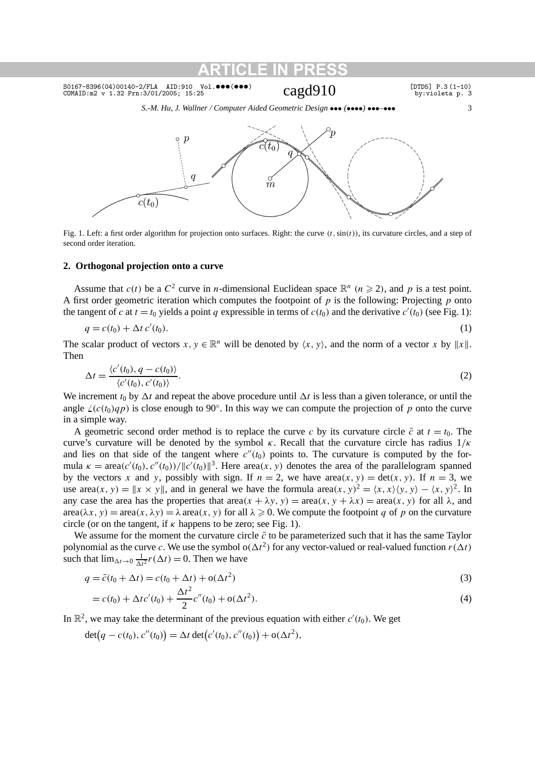Fig. 1. Left: a first order algorithm for projection onto surfaces. Right: the curve $(t, \sin(t))$, its curvature circles, and a step of second order iteration.

## 2. Orthogonal projection onto a curve

Assume that $c(t)$ be a $C^2$ curve in $n$-dimensional Euclidean space $\mathbb{R}^n$ ($n \geqslant 2$), and $p$ is a test point. A first order geometric iteration which computes the footpoint of $p$ is the following: Projecting $p$ onto the tangent of $c$ at $t = t_0$ yields a point $q$ expressible in terms of $c(t_0)$ and the derivative $c'(t_0)$ (see Fig. 1):

$$q = c(t_0) + \Delta t \, c'(t_0). \tag{1}$$

The scalar product of vectors $x, y \in \mathbb{R}^n$ will be denoted by $\langle x, y\rangle$, and the norm of a vector $x$ by $\|x\|$. Then

$$\Delta t = \frac{\langle c'(t_0), q - c(t_0)\rangle}{\langle c'(t_0), c'(t_0)\rangle}. \tag{2}$$

We increment $t_0$ by $\Delta t$ and repeat the above procedure until $\Delta t$ is less than a given tolerance, or until the angle $\angle(c(t_0)qp)$ is close enough to $90^\circ$. In this way we can compute the projection of $p$ onto the curve in a simple way.

A geometric second order method is to replace the curve $c$ by its curvature circle $\bar{c}$ at $t = t_0$. The curve's curvature will be denoted by the symbol $\kappa$. Recall that the curvature circle has radius $1/\kappa$ and lies on that side of the tangent where $c''(t_0)$ points to. The curvature is computed by the formula $\kappa = \operatorname{area}(c'(t_0), c''(t_0))/\|c'(t_0)\|^3$. Here $\operatorname{area}(x, y)$ denotes the area of the parallelogram spanned by the vectors $x$ and $y$, possibly with sign. If $n = 2$, we have $\operatorname{area}(x, y) = \det(x, y)$. If $n = 3$, we use $\operatorname{area}(x, y) = \|x \times y\|$, and in general we have the formula $\operatorname{area}(x, y)^2 = \langle x, x\rangle\langle y, y\rangle - \langle x, y\rangle^2$. In any case the area has the properties that $\operatorname{area}(x + \lambda y, y) = \operatorname{area}(x, y + \lambda x) = \operatorname{area}(x, y)$ for all $\lambda$, and $\operatorname{area}(\lambda x, y) = \operatorname{area}(x, \lambda y) = \lambda \operatorname{area}(x, y)$ for all $\lambda \geqslant 0$. We compute the footpoint $q$ of $p$ on the curvature circle (or on the tangent, if $\kappa$ happens to be zero; see Fig. 1).

We assume for the moment the curvature circle $\bar{c}$ to be parameterized such that it has the same Taylor polynomial as the curve $c$. We use the symbol $o(\Delta t^2)$ for any vector-valued or real-valued function $r(\Delta t)$ such that $\lim_{\Delta t \to 0} \frac{1}{\Delta t^2} r(\Delta t) = 0$. Then we have

$$q = \bar{c}(t_0 + \Delta t) = c(t_0 + \Delta t) + o(\Delta t^2) \tag{3}$$

$$= c(t_0) + \Delta t \, c'(t_0) + \frac{\Delta t^2}{2} c''(t_0) + o(\Delta t^2). \tag{4}$$

In $\mathbb{R}^2$, we may take the determinant of the previous equation with either $c'(t_0)$. We get

$$\det\bigl(q - c(t_0), c''(t_0)\bigr) = \Delta t \det\bigl(c'(t_0), c''(t_0)\bigr) + o(\Delta t^2),$$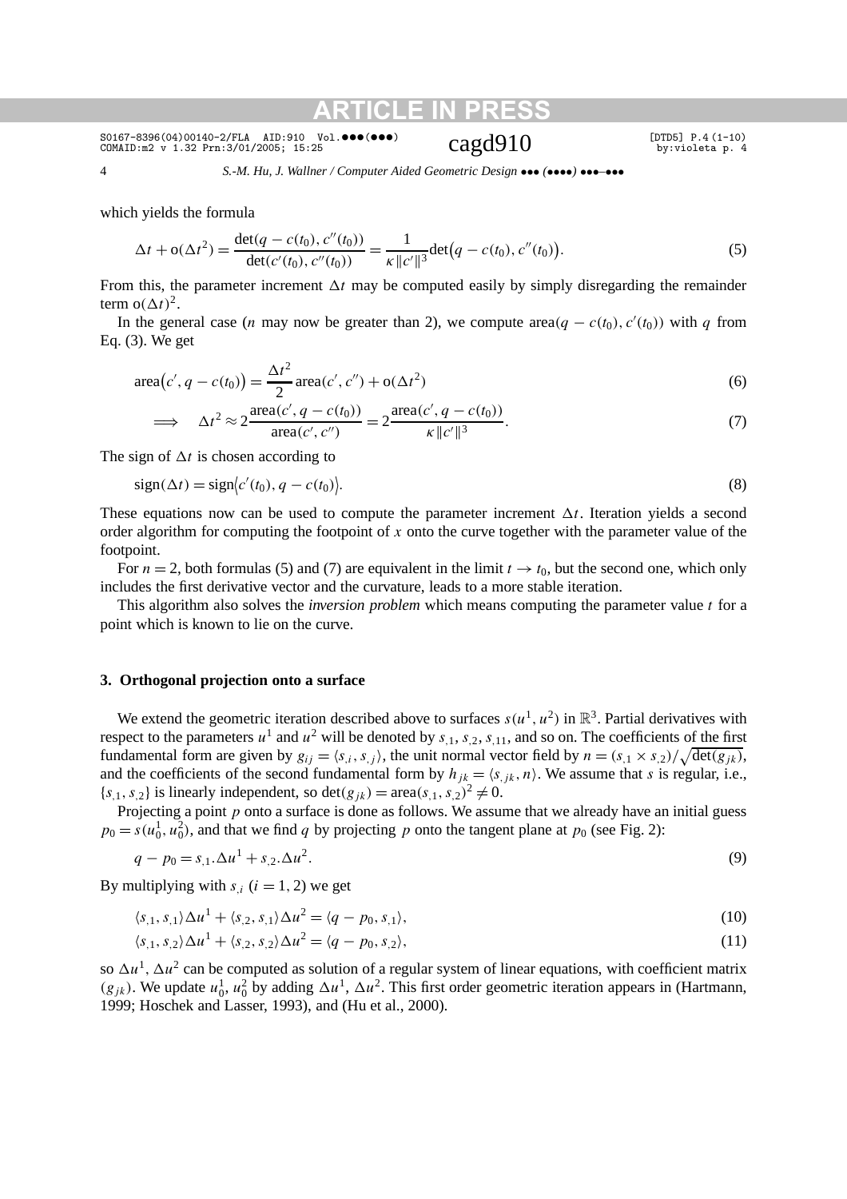which yields the formula

$$\Delta t + \mathrm{o}(\Delta t^2) = \frac{\det(q - c(t_0), c''(t_0))}{\det(c'(t_0), c''(t_0))} = \frac{1}{\kappa \|c'\|^3}\det\bigl(q - c(t_0), c''(t_0)\bigr). \tag{5}$$

From this, the parameter increment $\Delta t$ may be computed easily by simply disregarding the remainder term $\mathrm{o}(\Delta t)^2$.

In the general case ($n$ may now be greater than 2), we compute $\mathrm{area}(q - c(t_0), c'(t_0))$ with $q$ from Eq. (3). We get

$$\mathrm{area}\bigl(c', q - c(t_0)\bigr) = \frac{\Delta t^2}{2}\,\mathrm{area}(c', c'') + \mathrm{o}(\Delta t^2) \tag{6}$$

$$\implies \quad \Delta t^2 \approx 2\frac{\mathrm{area}(c', q - c(t_0))}{\mathrm{area}(c', c'')} = 2\frac{\mathrm{area}(c', q - c(t_0))}{\kappa \|c'\|^3}. \tag{7}$$

The sign of $\Delta t$ is chosen according to

$$\mathrm{sign}(\Delta t) = \mathrm{sign}\bigl\langle c'(t_0), q - c(t_0)\bigr\rangle. \tag{8}$$

These equations now can be used to compute the parameter increment $\Delta t$. Iteration yields a second order algorithm for computing the footpoint of $x$ onto the curve together with the parameter value of the footpoint.

For $n = 2$, both formulas (5) and (7) are equivalent in the limit $t \to t_0$, but the second one, which only includes the first derivative vector and the curvature, leads to a more stable iteration.

This algorithm also solves the *inversion problem* which means computing the parameter value $t$ for a point which is known to lie on the curve.

## 3. Orthogonal projection onto a surface

We extend the geometric iteration described above to surfaces $s(u^1, u^2)$ in $\mathbb{R}^3$. Partial derivatives with respect to the parameters $u^1$ and $u^2$ will be denoted by $s_{,1}$, $s_{,2}$, $s_{,11}$, and so on. The coefficients of the first fundamental form are given by $g_{ij} = \langle s_{,i}, s_{,j}\rangle$, the unit normal vector field by $n = (s_{,1} \times s_{,2})/\sqrt{\det(g_{jk})}$, and the coefficients of the second fundamental form by $h_{jk} = \langle s_{,jk}, n\rangle$. We assume that $s$ is regular, i.e., $\{s_{,1}, s_{,2}\}$ is linearly independent, so $\det(g_{jk}) = \mathrm{area}(s_{,1}, s_{,2})^2 \neq 0$.

Projecting a point $p$ onto a surface is done as follows. We assume that we already have an initial guess $p_0 = s(u_0^1, u_0^2)$, and that we find $q$ by projecting $p$ onto the tangent plane at $p_0$ (see Fig. 2):

$$q - p_0 = s_{,1}.\Delta u^1 + s_{,2}.\Delta u^2. \tag{9}$$

By multiplying with $s_{,i}$ ($i = 1, 2$) we get

$$\langle s_{,1}, s_{,1}\rangle \Delta u^1 + \langle s_{,2}, s_{,1}\rangle \Delta u^2 = \langle q - p_0, s_{,1}\rangle, \tag{10}$$

$$\langle s_{,1}, s_{,2}\rangle \Delta u^1 + \langle s_{,2}, s_{,2}\rangle \Delta u^2 = \langle q - p_0, s_{,2}\rangle, \tag{11}$$

so $\Delta u^1$, $\Delta u^2$ can be computed as solution of a regular system of linear equations, with coefficient matrix $(g_{jk})$. We update $u_0^1$, $u_0^2$ by adding $\Delta u^1$, $\Delta u^2$. This first order geometric iteration appears in (Hartmann, 1999; Hoschek and Lasser, 1993), and (Hu et al., 2000).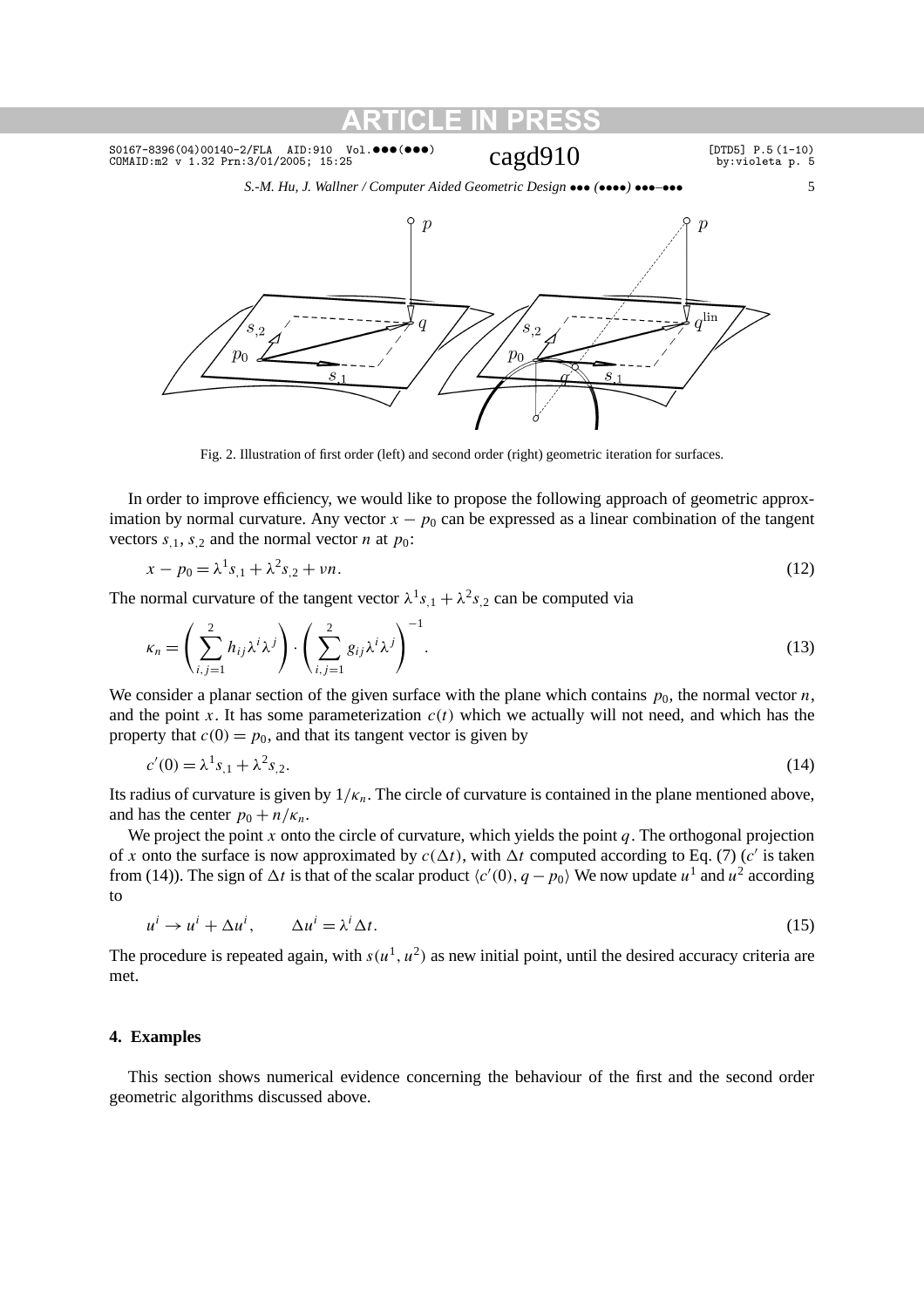Fig. 2. Illustration of first order (left) and second order (right) geometric iteration for surfaces.

In order to improve efficiency, we would like to propose the following approach of geometric approximation by normal curvature. Any vector $x - p_0$ can be expressed as a linear combination of the tangent vectors $s_{,1}$, $s_{,2}$ and the normal vector $n$ at $p_0$:

$$x - p_0 = \lambda^1 s_{,1} + \lambda^2 s_{,2} + \nu n. \tag{12}$$

The normal curvature of the tangent vector $\lambda^1 s_{,1} + \lambda^2 s_{,2}$ can be computed via

$$\kappa_n = \left( \sum_{i,j=1}^{2} h_{ij} \lambda^i \lambda^j \right) \cdot \left( \sum_{i,j=1}^{2} g_{ij} \lambda^i \lambda^j \right)^{-1}. \tag{13}$$

We consider a planar section of the given surface with the plane which contains $p_0$, the normal vector $n$, and the point $x$. It has some parameterization $c(t)$ which we actually will not need, and which has the property that $c(0) = p_0$, and that its tangent vector is given by

$$c'(0) = \lambda^1 s_{,1} + \lambda^2 s_{,2}. \tag{14}$$

Its radius of curvature is given by $1/\kappa_n$. The circle of curvature is contained in the plane mentioned above, and has the center $p_0 + n/\kappa_n$.

We project the point $x$ onto the circle of curvature, which yields the point $q$. The orthogonal projection of $x$ onto the surface is now approximated by $c(\Delta t)$, with $\Delta t$ computed according to Eq. (7) ($c'$ is taken from (14)). The sign of $\Delta t$ is that of the scalar product $\langle c'(0), q - p_0 \rangle$ We now update $u^1$ and $u^2$ according to

$$u^i \to u^i + \Delta u^i, \qquad \Delta u^i = \lambda^i \Delta t. \tag{15}$$

The procedure is repeated again, with $s(u^1, u^2)$ as new initial point, until the desired accuracy criteria are met.

## 4. Examples

This section shows numerical evidence concerning the behaviour of the first and the second order geometric algorithms discussed above.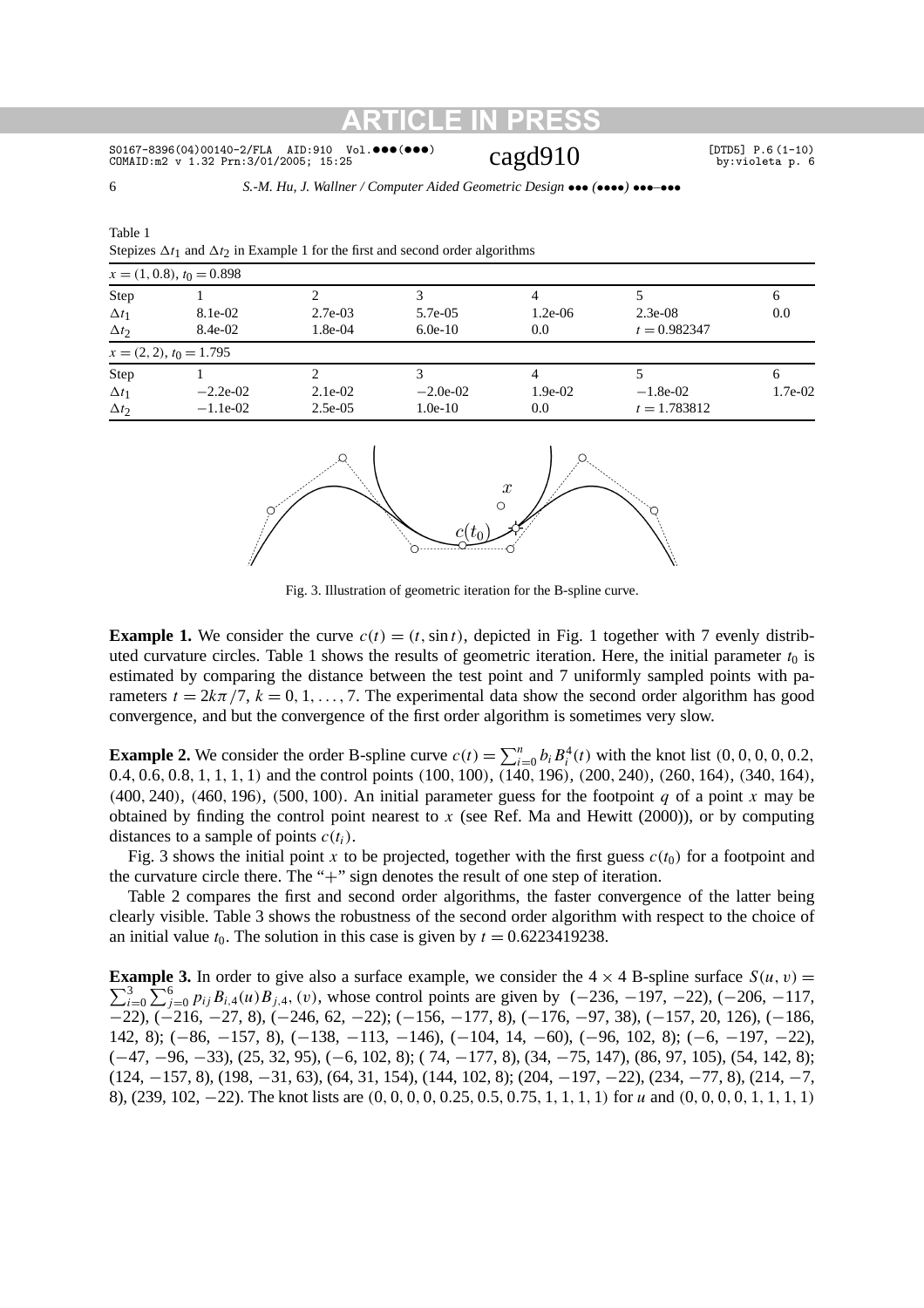Table 1
Stepizes $\Delta t_1$ and $\Delta t_2$ in Example 1 for the first and second order algorithms

| $x = (1, 0.8)$, $t_0 = 0.898$ | | | | | | |
|---|---|---|---|---|---|---|
| Step | 1 | 2 | 3 | 4 | 5 | 6 |
| $\Delta t_1$ | 8.1e-02 | 2.7e-03 | 5.7e-05 | 1.2e-06 | 2.3e-08 | 0.0 |
| $\Delta t_2$ | 8.4e-02 | 1.8e-04 | 6.0e-10 | 0.0 | $t = 0.982347$ | |
| $x = (2, 2)$, $t_0 = 1.795$ | | | | | | |
| Step | 1 | 2 | 3 | 4 | 5 | 6 |
| $\Delta t_1$ | $-2.2$e-02 | 2.1e-02 | $-2.0$e-02 | 1.9e-02 | $-1.8$e-02 | 1.7e-02 |
| $\Delta t_2$ | $-1.1$e-02 | 2.5e-05 | 1.0e-10 | 0.0 | $t = 1.783812$ | |

Fig. 3. Illustration of geometric iteration for the B-spline curve.

**Example 1.** We consider the curve $c(t) = (t, \sin t)$, depicted in Fig. 1 together with 7 evenly distributed curvature circles. Table 1 shows the results of geometric iteration. Here, the initial parameter $t_0$ is estimated by comparing the distance between the test point and 7 uniformly sampled points with parameters $t = 2k\pi/7$, $k = 0, 1, \ldots, 7$. The experimental data show the second order algorithm has good convergence, and but the convergence of the first order algorithm is sometimes very slow.

**Example 2.** We consider the order B-spline curve $c(t) = \sum_{i=0}^{n} b_i B_i^4(t)$ with the knot list $(0, 0, 0, 0, 0.2, 0.4, 0.6, 0.8, 1, 1, 1, 1)$ and the control points $(100, 100)$, $(140, 196)$, $(200, 240)$, $(260, 164)$, $(340, 164)$, $(400, 240)$, $(460, 196)$, $(500, 100)$. An initial parameter guess for the footpoint $q$ of a point $x$ may be obtained by finding the control point nearest to $x$ (see Ref. Ma and Hewitt (2000)), or by computing distances to a sample of points $c(t_i)$.

Fig. 3 shows the initial point $x$ to be projected, together with the first guess $c(t_0)$ for a footpoint and the curvature circle there. The "+" sign denotes the result of one step of iteration.

Table 2 compares the first and second order algorithms, the faster convergence of the latter being clearly visible. Table 3 shows the robustness of the second order algorithm with respect to the choice of an initial value $t_0$. The solution in this case is given by $t = 0.6223419238$.

**Example 3.** In order to give also a surface example, we consider the $4 \times 4$ B-spline surface $S(u, v) = \sum_{i=0}^{3} \sum_{j=0}^{6} p_{ij} B_{i,4}(u) B_{j,4}, (v)$, whose control points are given by $(-236, -197, -22)$, $(-206, -117, -22)$, $(-216, -27, 8)$, $(-246, 62, -22)$; $(-156, -177, 8)$, $(-176, -97, 38)$, $(-157, 20, 126)$, $(-186, 142, 8)$; $(-86, -157, 8)$, $(-138, -113, -146)$, $(-104, 14, -60)$, $(-96, 102, 8)$; $(-6, -197, -22)$, $(-47, -96, -33)$, $(25, 32, 95)$, $(-6, 102, 8)$; $(74, -177, 8)$, $(34, -75, 147)$, $(86, 97, 105)$, $(54, 142, 8)$; $(124, -157, 8)$, $(198, -31, 63)$, $(64, 31, 154)$, $(144, 102, 8)$; $(204, -197, -22)$, $(234, -77, 8)$, $(214, -7, 8)$, $(239, 102, -22)$. The knot lists are $(0, 0, 0, 0, 0.25, 0.5, 0.75, 1, 1, 1, 1)$ for $u$ and $(0, 0, 0, 0, 1, 1, 1, 1)$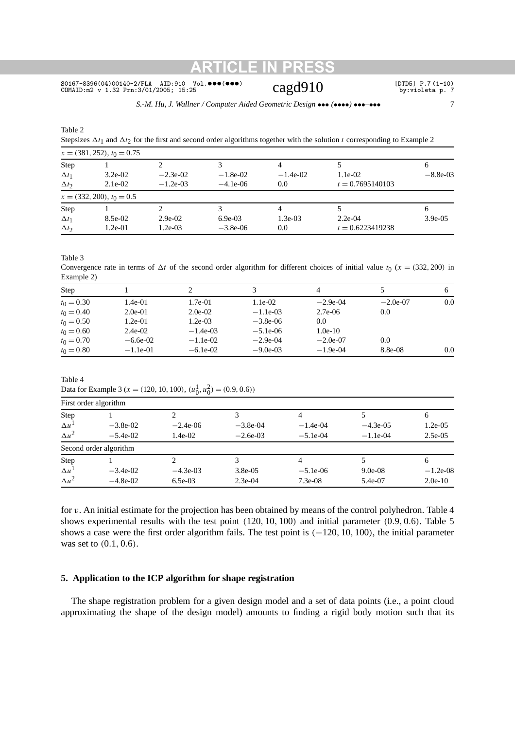Table 2
Stepsizes $\Delta t_1$ and $\Delta t_2$ for the first and second order algorithms together with the solution $t$ corresponding to Example 2

| $x = (381, 252)$, $t_0 = 0.75$ | | | | | | |
|---|---|---|---|---|---|---|
| Step | 1 | 2 | 3 | 4 | 5 | 6 |
| $\Delta t_1$ | 3.2e-02 | −2.3e-02 | −1.8e-02 | −1.4e-02 | 1.1e-02 | −8.8e-03 |
| $\Delta t_2$ | 2.1e-02 | −1.2e-03 | −4.1e-06 | 0.0 | $t = 0.7695140103$ | |
| $x = (332, 200)$, $t_0 = 0.5$ | | | | | | |
| Step | 1 | 2 | 3 | 4 | 5 | 6 |
| $\Delta t_1$ | 8.5e-02 | 2.9e-02 | 6.9e-03 | 1.3e-03 | 2.2e-04 | 3.9e-05 |
| $\Delta t_2$ | 1.2e-01 | 1.2e-03 | −3.8e-06 | 0.0 | $t = 0.6223419238$ | |

Table 3
Convergence rate in terms of $\Delta t$ of the second order algorithm for different choices of initial value $t_0$ ($x = (332, 200)$ in Example 2)

| Step | 1 | 2 | 3 | 4 | 5 | 6 |
|---|---|---|---|---|---|---|
| $t_0 = 0.30$ | 1.4e-01 | 1.7e-01 | 1.1e-02 | −2.9e-04 | −2.0e-07 | 0.0 |
| $t_0 = 0.40$ | 2.0e-01 | 2.0e-02 | −1.1e-03 | 2.7e-06 | 0.0 | |
| $t_0 = 0.50$ | 1.2e-01 | 1.2e-03 | −3.8e-06 | 0.0 | | |
| $t_0 = 0.60$ | 2.4e-02 | −1.4e-03 | −5.1e-06 | 1.0e-10 | | |
| $t_0 = 0.70$ | −6.6e-02 | −1.1e-02 | −2.9e-04 | −2.0e-07 | 0.0 | |
| $t_0 = 0.80$ | −1.1e-01 | −6.1e-02 | −9.0e-03 | −1.9e-04 | 8.8e-08 | 0.0 |

Table 4
Data for Example 3 ($x = (120, 10, 100)$, $(u_0^1, u_0^2) = (0.9, 0.6)$)

| First order algorithm | | | | | | |
|---|---|---|---|---|---|---|
| Step | 1 | 2 | 3 | 4 | 5 | 6 |
| $\Delta u^1$ | −3.8e-02 | −2.4e-06 | −3.8e-04 | −1.4e-04 | −4.3e-05 | 1.2e-05 |
| $\Delta u^2$ | −5.4e-02 | 1.4e-02 | −2.6e-03 | −5.1e-04 | −1.1e-04 | 2.5e-05 |
| Second order algorithm | | | | | | |
| Step | 1 | 2 | 3 | 4 | 5 | 6 |
| $\Delta u^1$ | −3.4e-02 | −4.3e-03 | 3.8e-05 | −5.1e-06 | 9.0e-08 | −1.2e-08 |
| $\Delta u^2$ | −4.8e-02 | 6.5e-03 | 2.3e-04 | 7.3e-08 | 5.4e-07 | 2.0e-10 |

for $v$. An initial estimate for the projection has been obtained by means of the control polyhedron. Table 4 shows experimental results with the test point $(120, 10, 100)$ and initial parameter $(0.9, 0.6)$. Table 5 shows a case were the first order algorithm fails. The test point is $(-120, 10, 100)$, the initial parameter was set to $(0.1, 0.6)$.

## 5. Application to the ICP algorithm for shape registration

The shape registration problem for a given design model and a set of data points (i.e., a point cloud approximating the shape of the design model) amounts to finding a rigid body motion such that its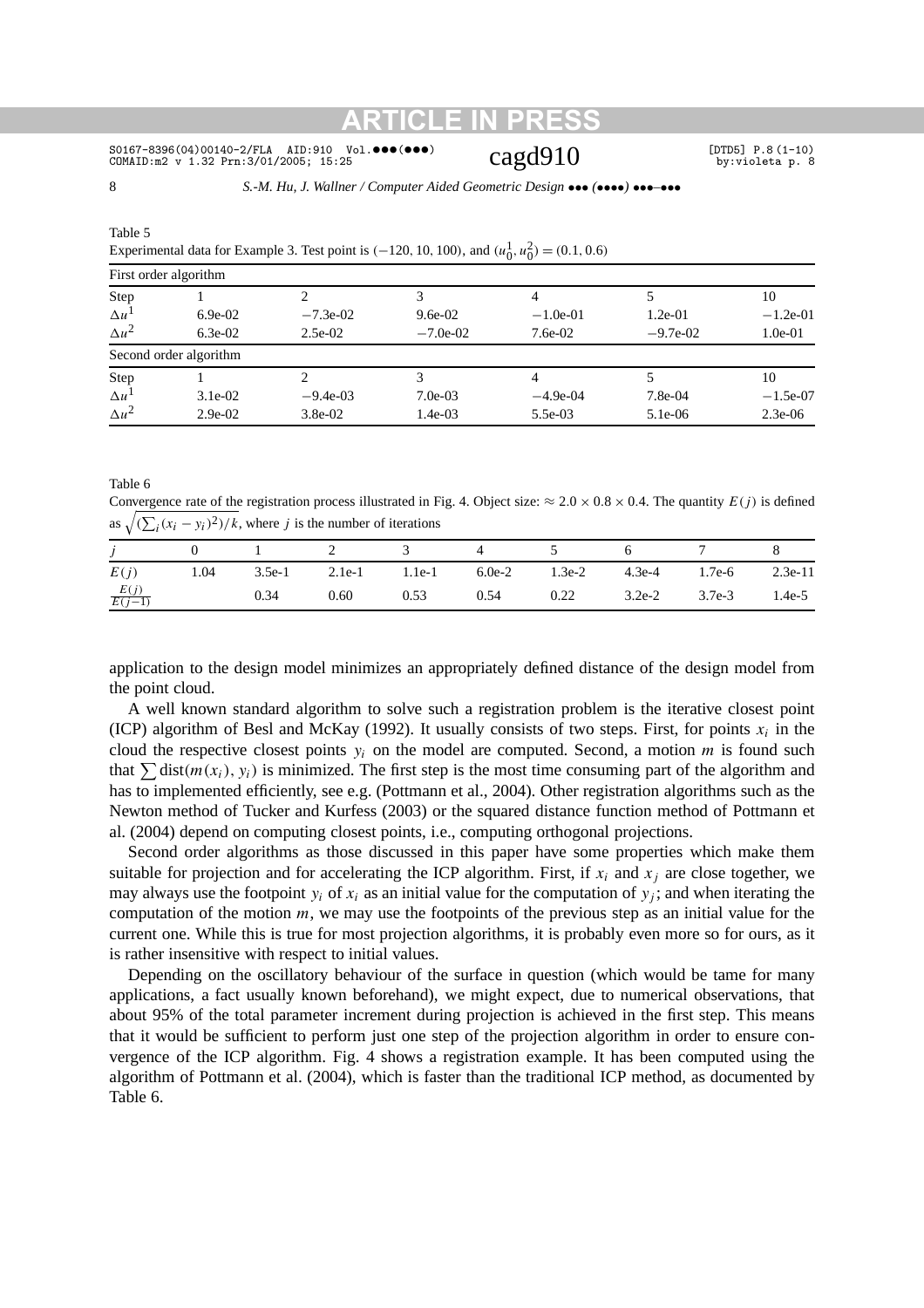Table 5

Experimental data for Example 3. Test point is $(-120, 10, 100)$, and $(u_0^1, u_0^2) = (0.1, 0.6)$

| First order algorithm | | | | | | |
|---|---|---|---|---|---|---|
| Step | 1 | 2 | 3 | 4 | 5 | 10 |
| $\Delta u^1$ | 6.9e-02 | $-7.3$e-02 | 9.6e-02 | $-1.0$e-01 | 1.2e-01 | $-1.2$e-01 |
| $\Delta u^2$ | 6.3e-02 | 2.5e-02 | $-7.0$e-02 | 7.6e-02 | $-9.7$e-02 | 1.0e-01 |
| **Second order algorithm** | | | | | | |
| Step | 1 | 2 | 3 | 4 | 5 | 10 |
| $\Delta u^1$ | 3.1e-02 | $-9.4$e-03 | 7.0e-03 | $-4.9$e-04 | 7.8e-04 | $-1.5$e-07 |
| $\Delta u^2$ | 2.9e-02 | 3.8e-02 | 1.4e-03 | 5.5e-03 | 5.1e-06 | 2.3e-06 |

Table 6

Convergence rate of the registration process illustrated in Fig. 4. Object size: $\approx 2.0 \times 0.8 \times 0.4$. The quantity $E(j)$ is defined as $\sqrt{(\sum_i (x_i - y_i)^2)/k}$, where $j$ is the number of iterations

| $j$ | 0 | 1 | 2 | 3 | 4 | 5 | 6 | 7 | 8 |
|---|---|---|---|---|---|---|---|---|---|
| $E(j)$ | 1.04 | 3.5e-1 | 2.1e-1 | 1.1e-1 | 6.0e-2 | 1.3e-2 | 4.3e-4 | 1.7e-6 | 2.3e-11 |
| $\frac{E(j)}{E(j-1)}$ | | 0.34 | 0.60 | 0.53 | 0.54 | 0.22 | 3.2e-2 | 3.7e-3 | 1.4e-5 |

application to the design model minimizes an appropriately defined distance of the design model from the point cloud.

A well known standard algorithm to solve such a registration problem is the iterative closest point (ICP) algorithm of Besl and McKay (1992). It usually consists of two steps. First, for points $x_i$ in the cloud the respective closest points $y_i$ on the model are computed. Second, a motion $m$ is found such that $\sum \operatorname{dist}(m(x_i), y_i)$ is minimized. The first step is the most time consuming part of the algorithm and has to implemented efficiently, see e.g. (Pottmann et al., 2004). Other registration algorithms such as the Newton method of Tucker and Kurfess (2003) or the squared distance function method of Pottmann et al. (2004) depend on computing closest points, i.e., computing orthogonal projections.

Second order algorithms as those discussed in this paper have some properties which make them suitable for projection and for accelerating the ICP algorithm. First, if $x_i$ and $x_j$ are close together, we may always use the footpoint $y_i$ of $x_i$ as an initial value for the computation of $y_j$; and when iterating the computation of the motion $m$, we may use the footpoints of the previous step as an initial value for the current one. While this is true for most projection algorithms, it is probably even more so for ours, as it is rather insensitive with respect to initial values.

Depending on the oscillatory behaviour of the surface in question (which would be tame for many applications, a fact usually known beforehand), we might expect, due to numerical observations, that about 95% of the total parameter increment during projection is achieved in the first step. This means that it would be sufficient to perform just one step of the projection algorithm in order to ensure convergence of the ICP algorithm. Fig. 4 shows a registration example. It has been computed using the algorithm of Pottmann et al. (2004), which is faster than the traditional ICP method, as documented by Table 6.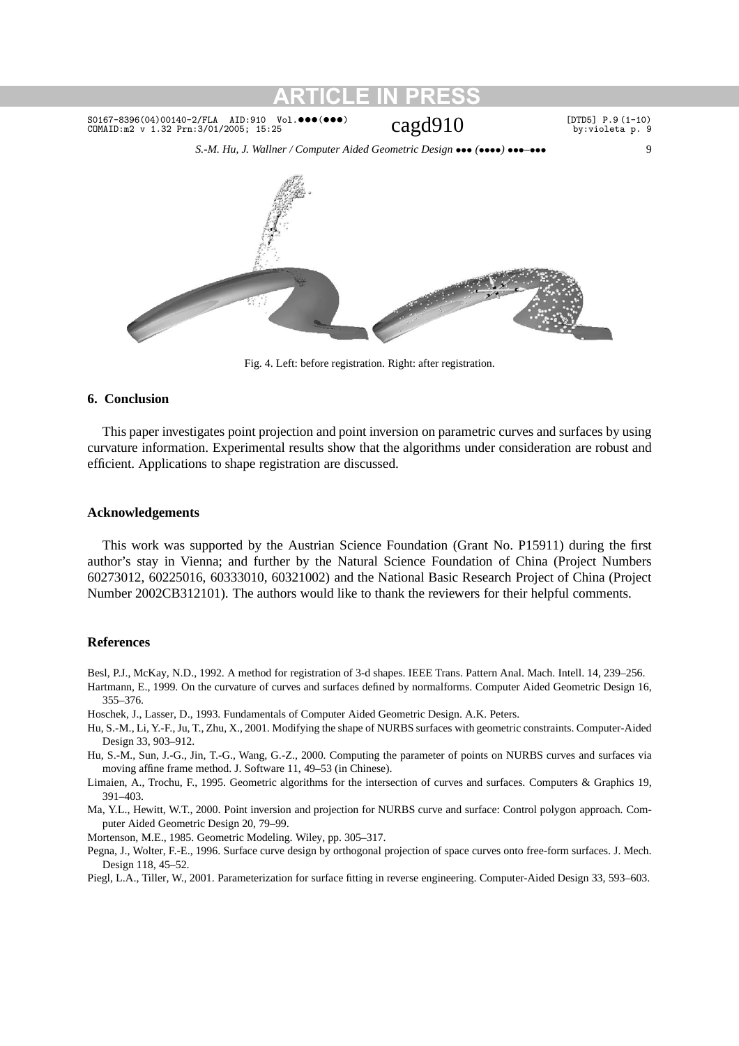Fig. 4. Left: before registration. Right: after registration.

## 6. Conclusion

This paper investigates point projection and point inversion on parametric curves and surfaces by using curvature information. Experimental results show that the algorithms under consideration are robust and efficient. Applications to shape registration are discussed.

## Acknowledgements

This work was supported by the Austrian Science Foundation (Grant No. P15911) during the first author's stay in Vienna; and further by the Natural Science Foundation of China (Project Numbers 60273012, 60225016, 60333010, 60321002) and the National Basic Research Project of China (Project Number 2002CB312101). The authors would like to thank the reviewers for their helpful comments.

## References

Besl, P.J., McKay, N.D., 1992. A method for registration of 3-d shapes. IEEE Trans. Pattern Anal. Mach. Intell. 14, 239–256.

Hartmann, E., 1999. On the curvature of curves and surfaces defined by normalforms. Computer Aided Geometric Design 16, 355–376.

Hoschek, J., Lasser, D., 1993. Fundamentals of Computer Aided Geometric Design. A.K. Peters.

Hu, S.-M., Li, Y.-F., Ju, T., Zhu, X., 2001. Modifying the shape of NURBS surfaces with geometric constraints. Computer-Aided Design 33, 903–912.

Hu, S.-M., Sun, J.-G., Jin, T.-G., Wang, G.-Z., 2000. Computing the parameter of points on NURBS curves and surfaces via moving affine frame method. J. Software 11, 49–53 (in Chinese).

Limaien, A., Trochu, F., 1995. Geometric algorithms for the intersection of curves and surfaces. Computers & Graphics 19, 391–403.

Ma, Y.L., Hewitt, W.T., 2000. Point inversion and projection for NURBS curve and surface: Control polygon approach. Computer Aided Geometric Design 20, 79–99.

Mortenson, M.E., 1985. Geometric Modeling. Wiley, pp. 305–317.

Pegna, J., Wolter, F.-E., 1996. Surface curve design by orthogonal projection of space curves onto free-form surfaces. J. Mech. Design 118, 45–52.

Piegl, L.A., Tiller, W., 2001. Parameterization for surface fitting in reverse engineering. Computer-Aided Design 33, 593–603.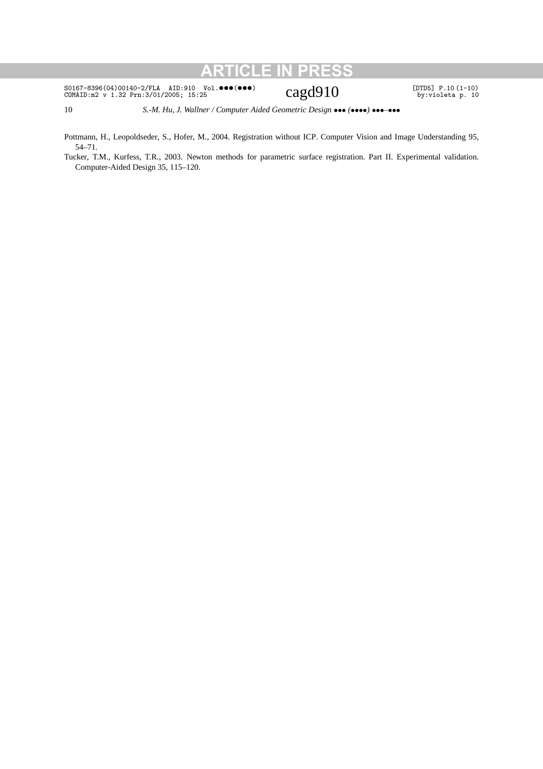Pottmann, H., Leopoldseder, S., Hofer, M., 2004. Registration without ICP. Computer Vision and Image Understanding 95, 54–71.

Tucker, T.M., Kurfess, T.R., 2003. Newton methods for parametric surface registration. Part II. Experimental validation. Computer-Aided Design 35, 115–120.